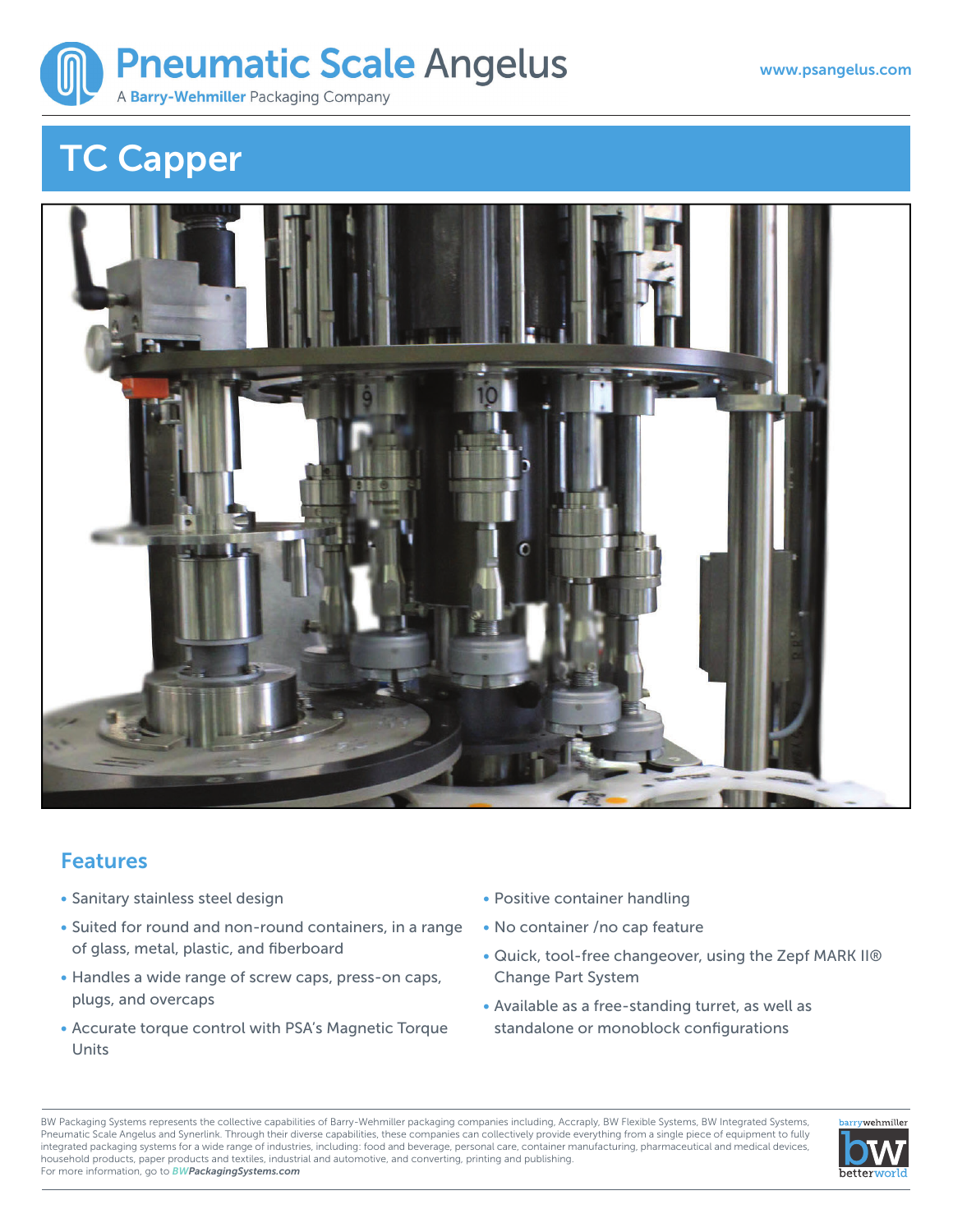Pneumatic Scale Angelus

A Barry-Wehmiller Packaging Company

www.psangelus.com

# TC Capper

## Features

- Sanitary stainless steel design
- Suited for round and non-round containers, in a range of glass, metal, plastic, and fiberboard
- Handles a wide range of screw caps, press-on caps, plugs, and overcaps
- Accurate torque control with PSA's Magnetic Torque Units
- Positive container handling
- No container /no cap feature
- Quick, tool-free changeover, using the Zepf MARK II® Change Part System
- Available as a free-standing turret, as well as standalone or monoblock configurations

BW Packaging Systems represents the collective capabilities of Barry-Wehmiller packaging companies including, Accraply, BW Flexible Systems, BW Integrated Systems, Pneumatic Scale Angelus and Synerlink. Through their diverse capabilities, these companies can collectively provide everything from a single piece of equipment to fully integrated packaging systems for a wide range of industries, including: food and beverage, personal care, container manufacturing, pharmaceutical and medical devices, household products, paper products and textiles, industrial and automotive, and converting, printing and publishing.
For more information, go to *BWPackagingSystems.com*

barrywehmiller bw betterworld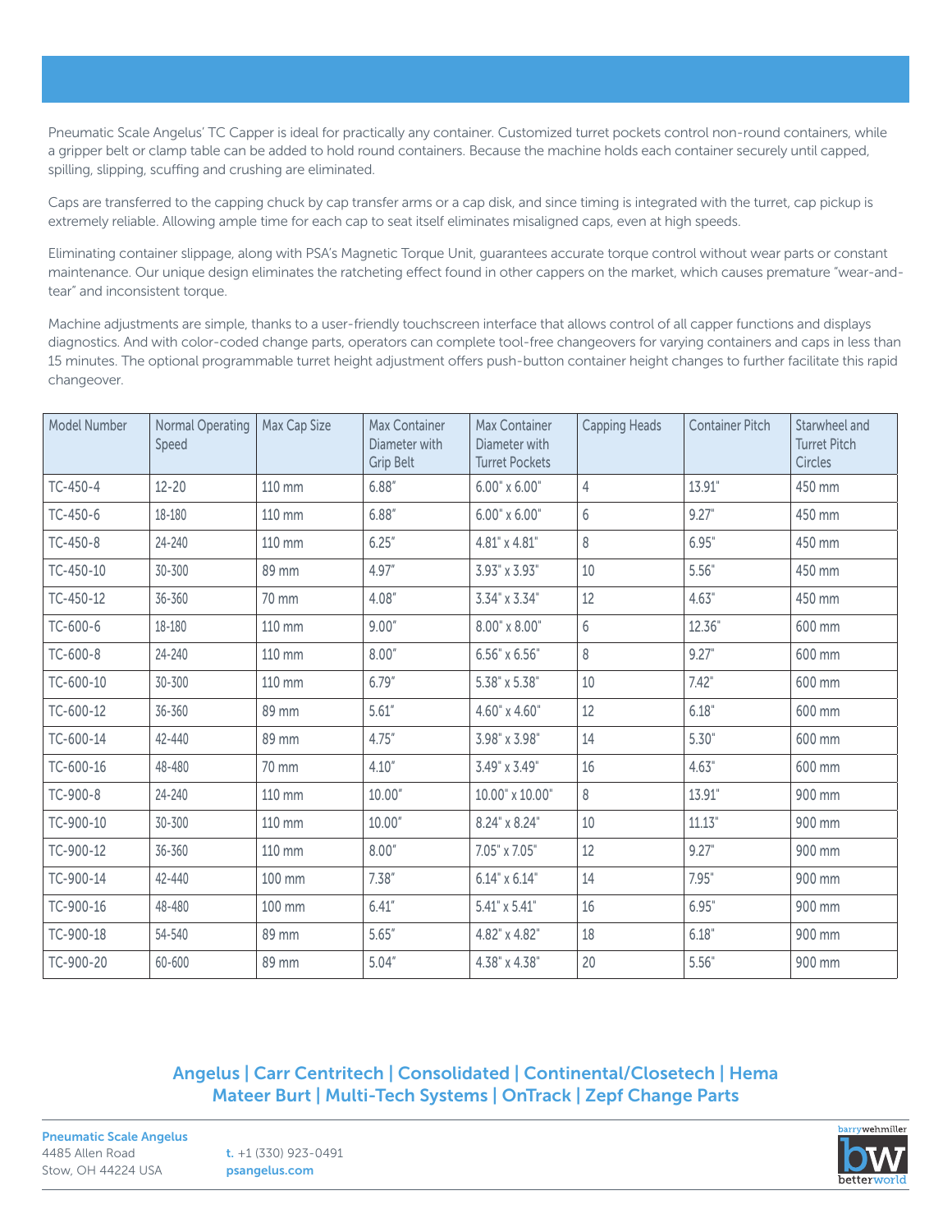Pneumatic Scale Angelus' TC Capper is ideal for practically any container. Customized turret pockets control non-round containers, while a gripper belt or clamp table can be added to hold round containers. Because the machine holds each container securely until capped, spilling, slipping, scuffing and crushing are eliminated.

Caps are transferred to the capping chuck by cap transfer arms or a cap disk, and since timing is integrated with the turret, cap pickup is extremely reliable. Allowing ample time for each cap to seat itself eliminates misaligned caps, even at high speeds.

Eliminating container slippage, along with PSA's Magnetic Torque Unit, guarantees accurate torque control without wear parts or constant maintenance. Our unique design eliminates the ratcheting effect found in other cappers on the market, which causes premature "wear-and-tear" and inconsistent torque.

Machine adjustments are simple, thanks to a user-friendly touchscreen interface that allows control of all capper functions and displays diagnostics. And with color-coded change parts, operators can complete tool-free changeovers for varying containers and caps in less than 15 minutes. The optional programmable turret height adjustment offers push-button container height changes to further facilitate this rapid changeover.

| Model Number | Normal Operating Speed | Max Cap Size | Max Container Diameter with Grip Belt | Max Container Diameter with Turret Pockets | Capping Heads | Container Pitch | Starwheel and Turret Pitch Circles |
|---|---|---|---|---|---|---|---|
| TC-450-4 | 12-20 | 110 mm | 6.88" | 6.00" x 6.00" | 4 | 13.91" | 450 mm |
| TC-450-6 | 18-180 | 110 mm | 6.88" | 6.00" x 6.00" | 6 | 9.27" | 450 mm |
| TC-450-8 | 24-240 | 110 mm | 6.25" | 4.81" x 4.81" | 8 | 6.95" | 450 mm |
| TC-450-10 | 30-300 | 89 mm | 4.97" | 3.93" x 3.93" | 10 | 5.56" | 450 mm |
| TC-450-12 | 36-360 | 70 mm | 4.08" | 3.34" x 3.34" | 12 | 4.63" | 450 mm |
| TC-600-6 | 18-180 | 110 mm | 9.00" | 8.00" x 8.00" | 6 | 12.36" | 600 mm |
| TC-600-8 | 24-240 | 110 mm | 8.00" | 6.56" x 6.56" | 8 | 9.27" | 600 mm |
| TC-600-10 | 30-300 | 110 mm | 6.79" | 5.38" x 5.38" | 10 | 7.42" | 600 mm |
| TC-600-12 | 36-360 | 89 mm | 5.61" | 4.60" x 4.60" | 12 | 6.18" | 600 mm |
| TC-600-14 | 42-440 | 89 mm | 4.75" | 3.98" x 3.98" | 14 | 5.30" | 600 mm |
| TC-600-16 | 48-480 | 70 mm | 4.10" | 3.49" x 3.49" | 16 | 4.63" | 600 mm |
| TC-900-8 | 24-240 | 110 mm | 10.00" | 10.00" x 10.00" | 8 | 13.91" | 900 mm |
| TC-900-10 | 30-300 | 110 mm | 10.00" | 8.24" x 8.24" | 10 | 11.13" | 900 mm |
| TC-900-12 | 36-360 | 110 mm | 8.00" | 7.05" x 7.05" | 12 | 9.27" | 900 mm |
| TC-900-14 | 42-440 | 100 mm | 7.38" | 6.14" x 6.14" | 14 | 7.95" | 900 mm |
| TC-900-16 | 48-480 | 100 mm | 6.41" | 5.41" x 5.41" | 16 | 6.95" | 900 mm |
| TC-900-18 | 54-540 | 89 mm | 5.65" | 4.82" x 4.82" | 18 | 6.18" | 900 mm |
| TC-900-20 | 60-600 | 89 mm | 5.04" | 4.38" x 4.38" | 20 | 5.56" | 900 mm |

**Angelus | Carr Centritech | Consolidated | Continental/Closetech | Hema**
**Mateer Burt | Multi-Tech Systems | OnTrack | Zepf Change Parts**

**Pneumatic Scale Angelus**
4485 Allen Road
Stow, OH 44224 USA

t. +1 (330) 923-0491
psangelus.com

barrywehmiller
betterworld